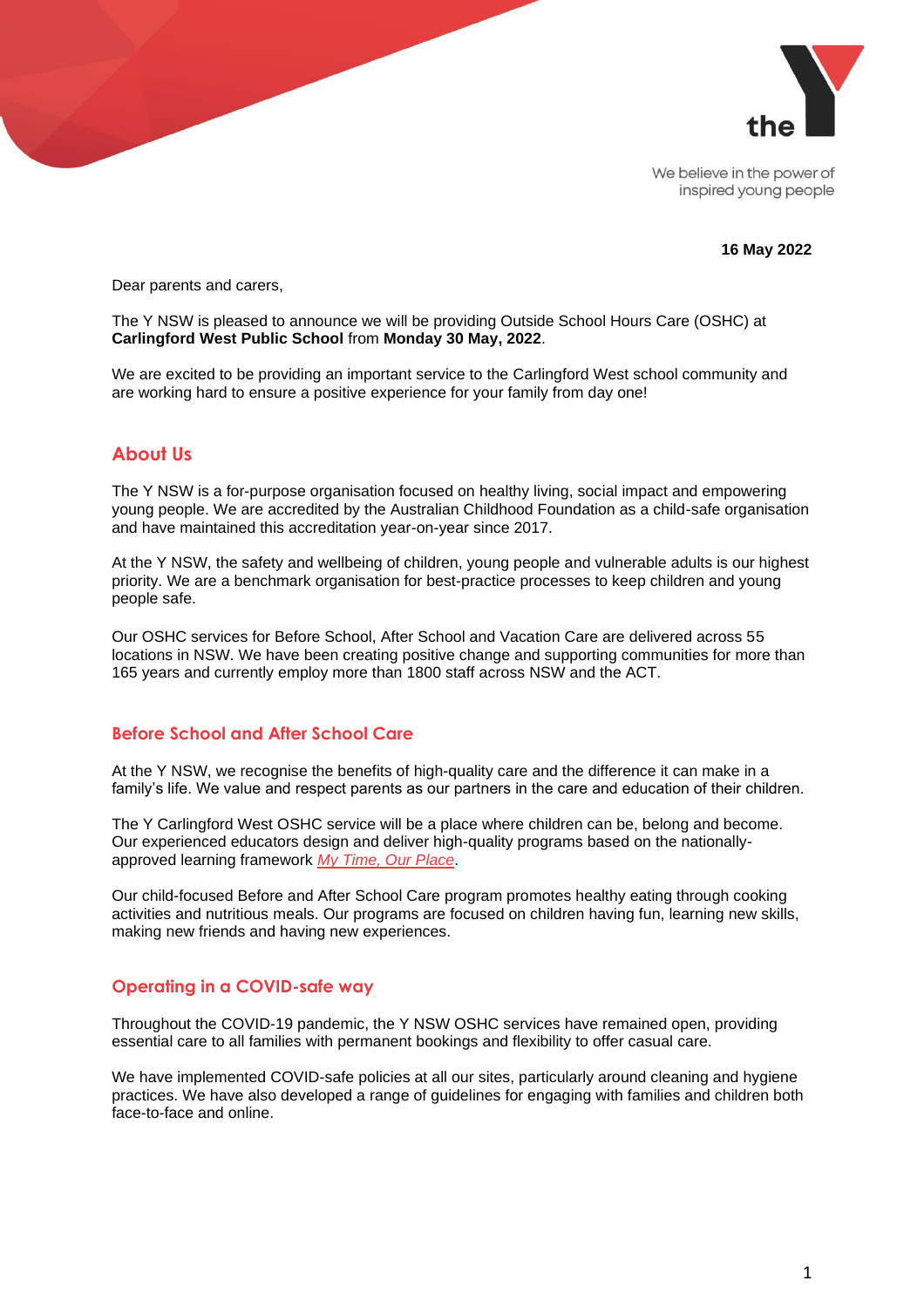the

We believe in the power of inspired young people

**16 May 2022**

Dear parents and carers,

The Y NSW is pleased to announce we will be providing Outside School Hours Care (OSHC) at **Carlingford West Public School** from **Monday 30 May, 2022**.

We are excited to be providing an important service to the Carlingford West school community and are working hard to ensure a positive experience for your family from day one!

## About Us

The Y NSW is a for-purpose organisation focused on healthy living, social impact and empowering young people. We are accredited by the Australian Childhood Foundation as a child-safe organisation and have maintained this accreditation year-on-year since 2017.

At the Y NSW, the safety and wellbeing of children, young people and vulnerable adults is our highest priority. We are a benchmark organisation for best-practice processes to keep children and young people safe.

Our OSHC services for Before School, After School and Vacation Care are delivered across 55 locations in NSW. We have been creating positive change and supporting communities for more than 165 years and currently employ more than 1800 staff across NSW and the ACT.

### Before School and After School Care

At the Y NSW, we recognise the benefits of high-quality care and the difference it can make in a family's life. We value and respect parents as our partners in the care and education of their children.

The Y Carlingford West OSHC service will be a place where children can be, belong and become. Our experienced educators design and deliver high-quality programs based on the nationally-approved learning framework *My Time, Our Place*.

Our child-focused Before and After School Care program promotes healthy eating through cooking activities and nutritious meals. Our programs are focused on children having fun, learning new skills, making new friends and having new experiences.

### Operating in a COVID-safe way

Throughout the COVID-19 pandemic, the Y NSW OSHC services have remained open, providing essential care to all families with permanent bookings and flexibility to offer casual care.

We have implemented COVID-safe policies at all our sites, particularly around cleaning and hygiene practices. We have also developed a range of guidelines for engaging with families and children both face-to-face and online.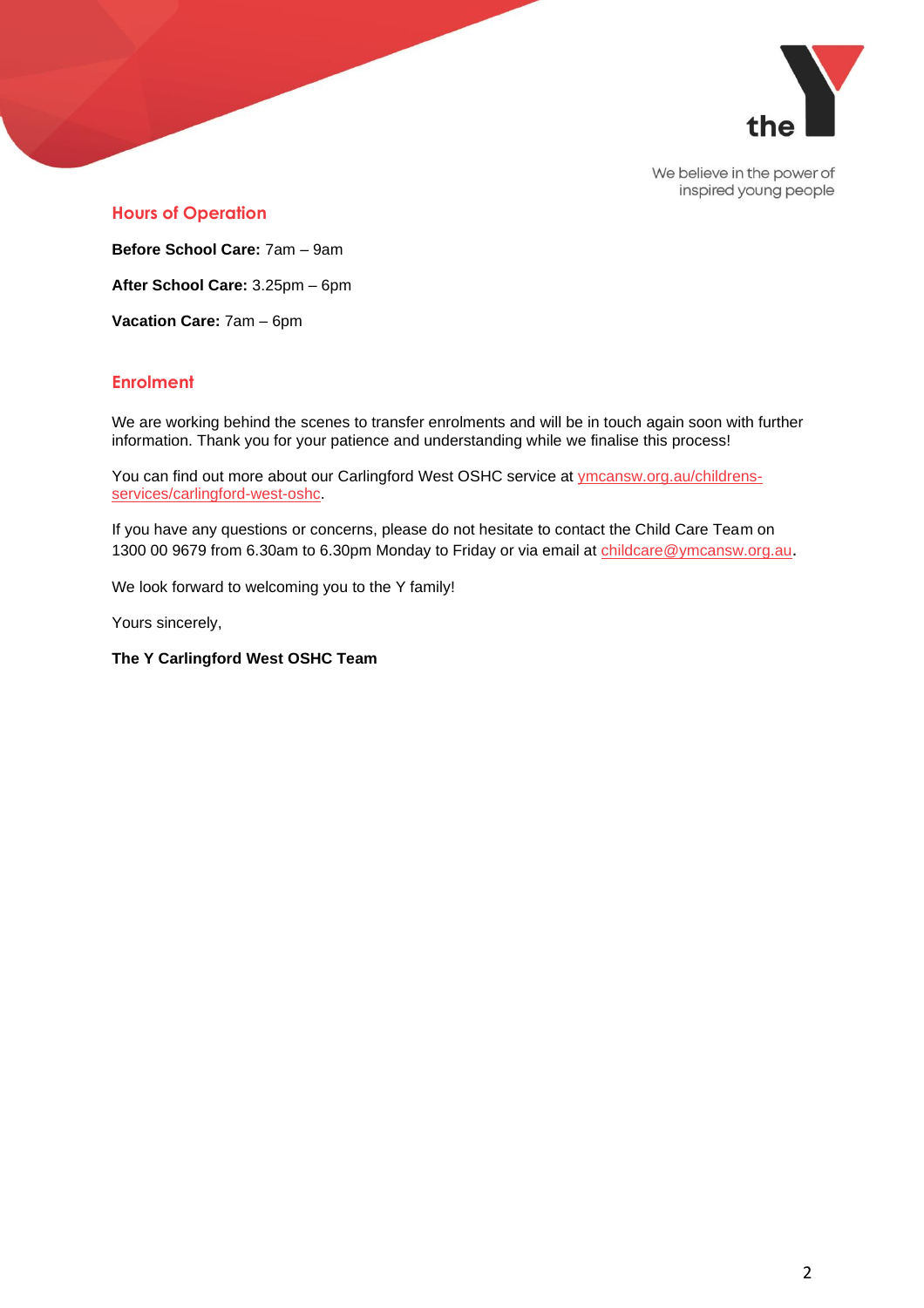## Hours of Operation

**Before School Care:** 7am – 9am

**After School Care:** 3.25pm – 6pm

**Vacation Care:** 7am – 6pm

## Enrolment

We are working behind the scenes to transfer enrolments and will be in touch again soon with further information. Thank you for your patience and understanding while we finalise this process!

You can find out more about our Carlingford West OSHC service at ymcansw.org.au/childrens-services/carlingford-west-oshc.

If you have any questions or concerns, please do not hesitate to contact the Child Care Team on 1300 00 9679 from 6.30am to 6.30pm Monday to Friday or via email at childcare@ymcansw.org.au.

We look forward to welcoming you to the Y family!

Yours sincerely,

**The Y Carlingford West OSHC Team**